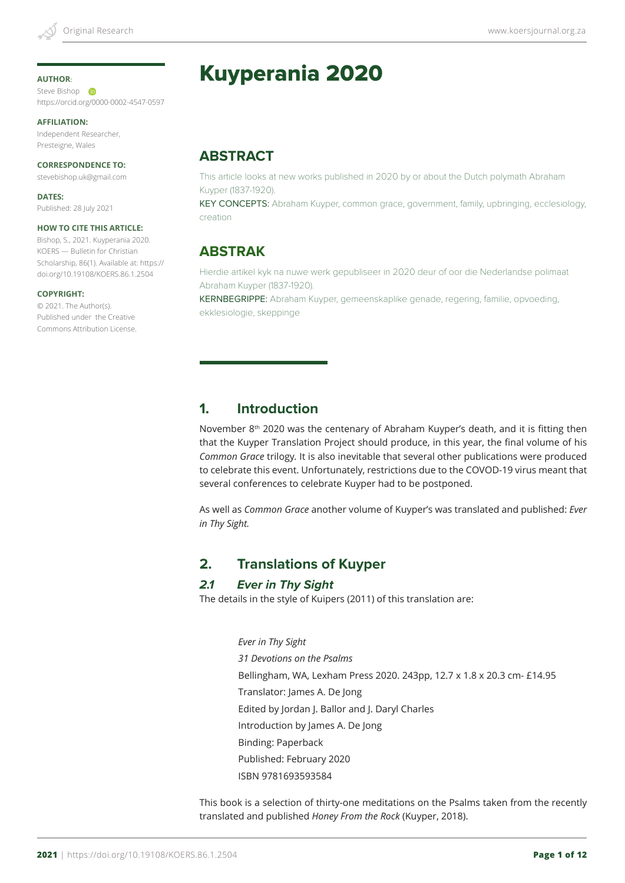**AUTHOR**:
Steve Bishop
https://orcid.org/0000-0002-4547-0597

**AFFILIATION:**
Independent Researcher,
Presteigne, Wales

**CORRESPONDENCE TO:**
stevebishop.uk@gmail.com

**DATES:**
Published: 28 July 2021

**HOW TO CITE THIS ARTICLE:**
Bishop, S., 2021. Kuyperania 2020. KOERS — Bulletin for Christian Scholarship, 86(1). Available at: https://doi.org/10.19108/KOERS.86.1.2504

**COPYRIGHT:**
© 2021. The Author(s).
Published under the Creative Commons Attribution License.

# Kuyperania 2020

## ABSTRACT

This article looks at new works published in 2020 by or about the Dutch polymath Abraham Kuyper (1837-1920).

KEY CONCEPTS: Abraham Kuyper, common grace, government, family, upbringing, ecclesiology, creation

## ABSTRAK

Hierdie artikel kyk na nuwe werk gepubliseer in 2020 deur of oor die Nederlandse polimaat Abraham Kuyper (1837-1920).

KERNBEGRIPPE: Abraham Kuyper, gemeenskaplike genade, regering, familie, opvoeding, ekklesiologie, skeppinge

## 1. Introduction

November 8th 2020 was the centenary of Abraham Kuyper's death, and it is fitting then that the Kuyper Translation Project should produce, in this year, the final volume of his *Common Grace* trilogy. It is also inevitable that several other publications were produced to celebrate this event. Unfortunately, restrictions due to the COVOD-19 virus meant that several conferences to celebrate Kuyper had to be postponed.

As well as *Common Grace* another volume of Kuyper's was translated and published: *Ever in Thy Sight.*

## 2. Translations of Kuyper

### *2.1 Ever in Thy Sight*

The details in the style of Kuipers (2011) of this translation are:

> *Ever in Thy Sight*
> *31 Devotions on the Psalms*
> Bellingham, WA, Lexham Press 2020. 243pp, 12.7 x 1.8 x 20.3 cm- £14.95
> Translator: James A. De Jong
> Edited by Jordan J. Ballor and J. Daryl Charles
> Introduction by James A. De Jong
> Binding: Paperback
> Published: February 2020
> ISBN 9781693593584

This book is a selection of thirty-one meditations on the Psalms taken from the recently translated and published *Honey From the Rock* (Kuyper, 2018).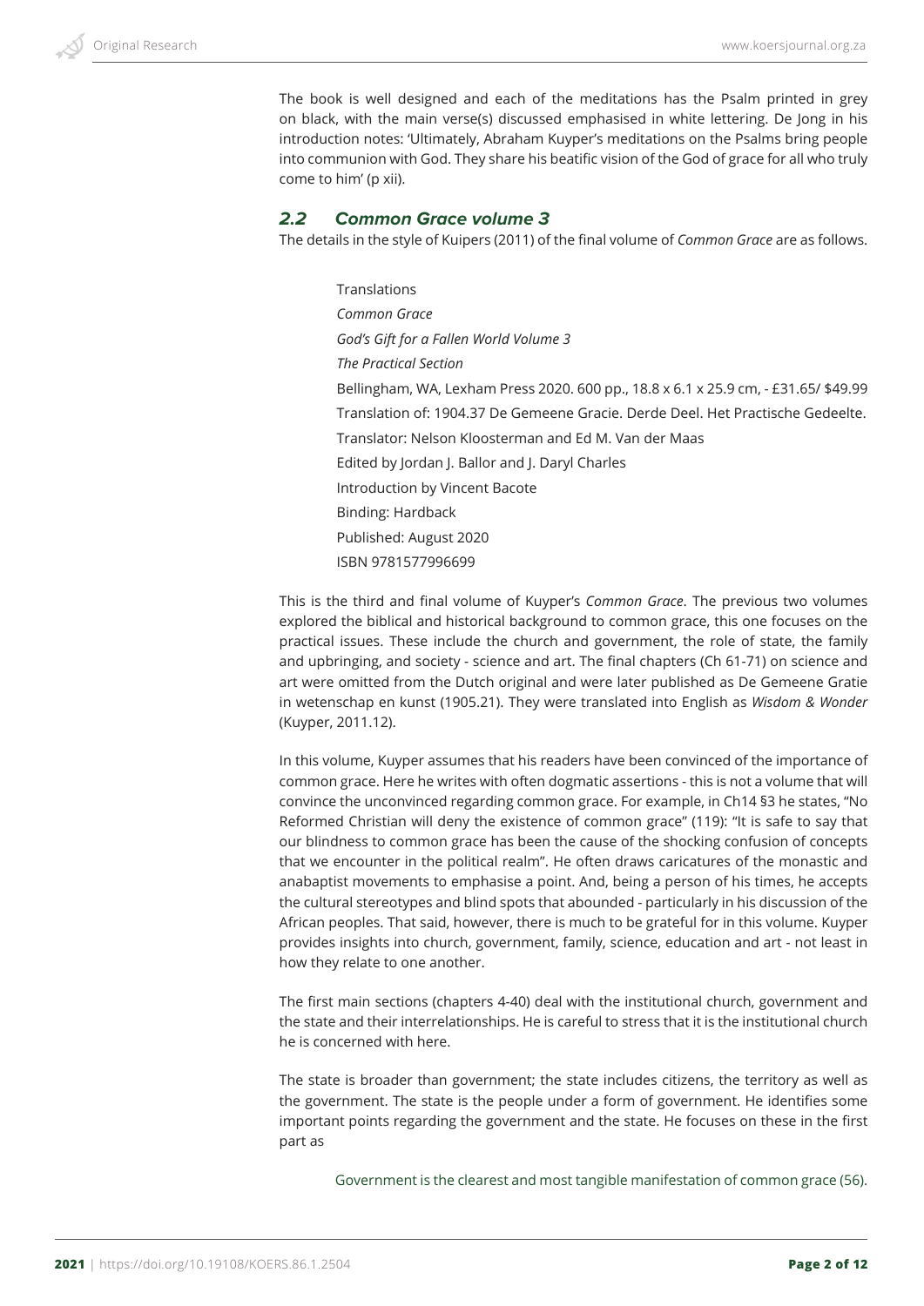The book is well designed and each of the meditations has the Psalm printed in grey on black, with the main verse(s) discussed emphasised in white lettering. De Jong in his introduction notes: 'Ultimately, Abraham Kuyper's meditations on the Psalms bring people into communion with God. They share his beatific vision of the God of grace for all who truly come to him' (p xii).

## 2.2 Common Grace volume 3

The details in the style of Kuipers (2011) of the final volume of *Common Grace* are as follows.

> Translations
> *Common Grace*
> *God's Gift for a Fallen World Volume 3*
> *The Practical Section*
> Bellingham, WA, Lexham Press 2020. 600 pp., 18.8 x 6.1 x 25.9 cm, - £31.65/ $49.99
> Translation of: 1904.37 De Gemeene Gracie. Derde Deel. Het Practische Gedeelte.
> Translator: Nelson Kloosterman and Ed M. Van der Maas
> Edited by Jordan J. Ballor and J. Daryl Charles
> Introduction by Vincent Bacote
> Binding: Hardback
> Published: August 2020
> ISBN 9781577996699

This is the third and final volume of Kuyper's *Common Grace*. The previous two volumes explored the biblical and historical background to common grace, this one focuses on the practical issues. These include the church and government, the role of state, the family and upbringing, and society - science and art. The final chapters (Ch 61-71) on science and art were omitted from the Dutch original and were later published as De Gemeene Gratie in wetenschap en kunst (1905.21). They were translated into English as *Wisdom & Wonder* (Kuyper, 2011.12).

In this volume, Kuyper assumes that his readers have been convinced of the importance of common grace. Here he writes with often dogmatic assertions - this is not a volume that will convince the unconvinced regarding common grace. For example, in Ch14 §3 he states, "No Reformed Christian will deny the existence of common grace" (119): "It is safe to say that our blindness to common grace has been the cause of the shocking confusion of concepts that we encounter in the political realm". He often draws caricatures of the monastic and anabaptist movements to emphasise a point. And, being a person of his times, he accepts the cultural stereotypes and blind spots that abounded - particularly in his discussion of the African peoples. That said, however, there is much to be grateful for in this volume. Kuyper provides insights into church, government, family, science, education and art - not least in how they relate to one another.

The first main sections (chapters 4-40) deal with the institutional church, government and the state and their interrelationships. He is careful to stress that it is the institutional church he is concerned with here.

The state is broader than government; the state includes citizens, the territory as well as the government. The state is the people under a form of government. He identifies some important points regarding the government and the state. He focuses on these in the first part as

> Government is the clearest and most tangible manifestation of common grace (56).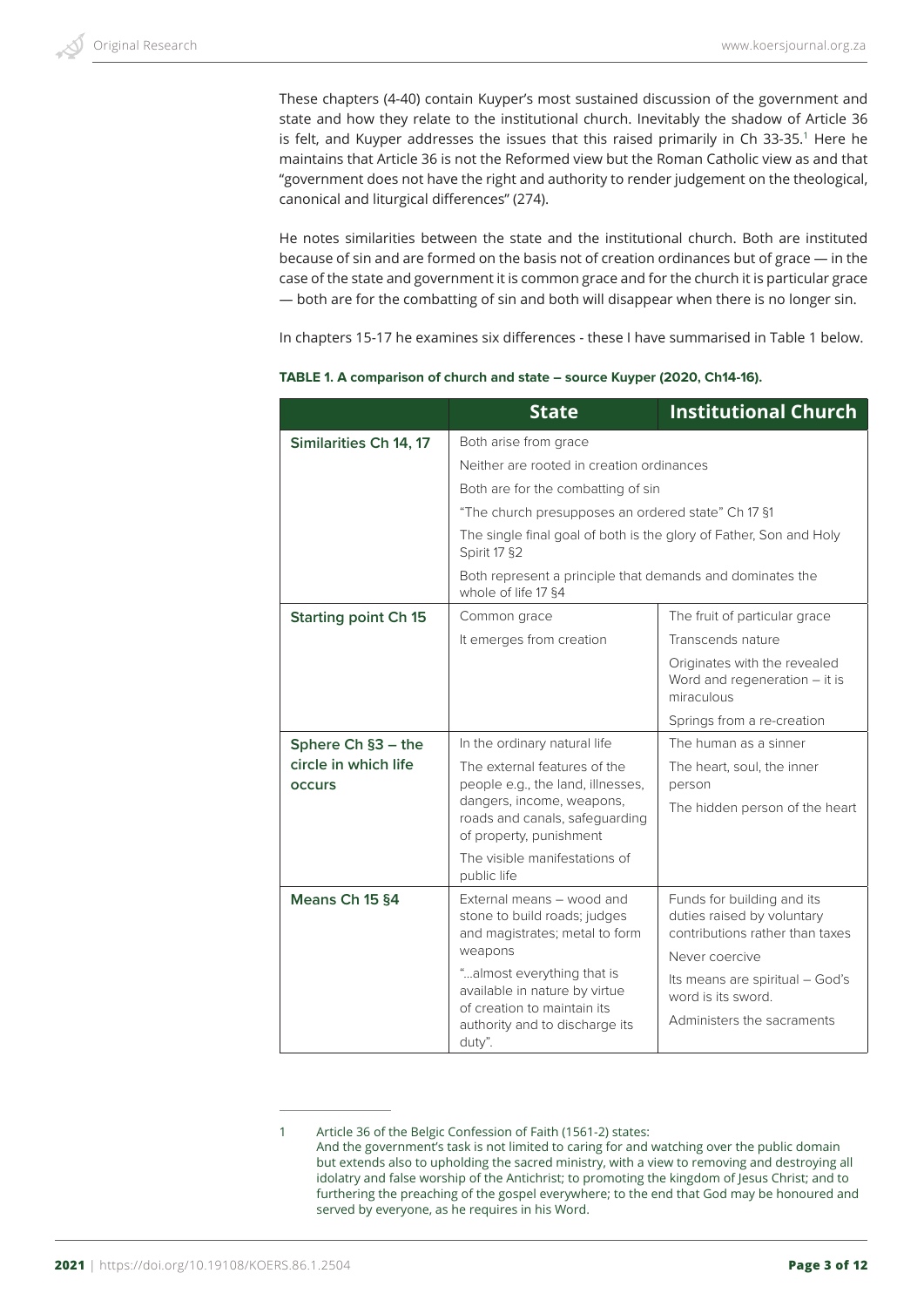These chapters (4-40) contain Kuyper's most sustained discussion of the government and state and how they relate to the institutional church. Inevitably the shadow of Article 36 is felt, and Kuyper addresses the issues that this raised primarily in Ch 33-35.[1] Here he maintains that Article 36 is not the Reformed view but the Roman Catholic view as and that "government does not have the right and authority to render judgement on the theological, canonical and liturgical differences" (274).

He notes similarities between the state and the institutional church. Both are instituted because of sin and are formed on the basis not of creation ordinances but of grace — in the case of the state and government it is common grace and for the church it is particular grace — both are for the combatting of sin and both will disappear when there is no longer sin.

In chapters 15-17 he examines six differences - these I have summarised in Table 1 below.

**TABLE 1. A comparison of church and state – source Kuyper (2020, Ch14-16).**

| | State | Institutional Church |
|---|---|---|
| **Similarities Ch 14, 17** | Both arise from grace | |
| | Neither are rooted in creation ordinances | |
| | Both are for the combatting of sin | |
| | "The church presupposes an ordered state" Ch 17 §1 | |
| | The single final goal of both is the glory of Father, Son and Holy Spirit 17 §2 | |
| | Both represent a principle that demands and dominates the whole of life 17 §4 | |
| **Starting point Ch 15** | Common grace | The fruit of particular grace |
| | It emerges from creation | Transcends nature |
| | | Originates with the revealed Word and regeneration – it is miraculous |
| | | Springs from a re-creation |
| **Sphere Ch §3 – the circle in which life occurs** | In the ordinary natural life | The human as a sinner |
| | The external features of the people e.g., the land, illnesses, dangers, income, weapons, roads and canals, safeguarding of property, punishment | The heart, soul, the inner person |
| | | The hidden person of the heart |
| | The visible manifestations of public life | |
| **Means Ch 15 §4** | External means – wood and stone to build roads; judges and magistrates; metal to form weapons | Funds for building and its duties raised by voluntary contributions rather than taxes |
| | | Never coercive |
| | "…almost everything that is available in nature by virtue of creation to maintain its authority and to discharge its duty". | Its means are spiritual – God's word is its sword. |
| | | Administers the sacraments |

---

1 Article 36 of the Belgic Confession of Faith (1561-2) states:
And the government's task is not limited to caring for and watching over the public domain but extends also to upholding the sacred ministry, with a view to removing and destroying all idolatry and false worship of the Antichrist; to promoting the kingdom of Jesus Christ; and to furthering the preaching of the gospel everywhere; to the end that God may be honoured and served by everyone, as he requires in his Word.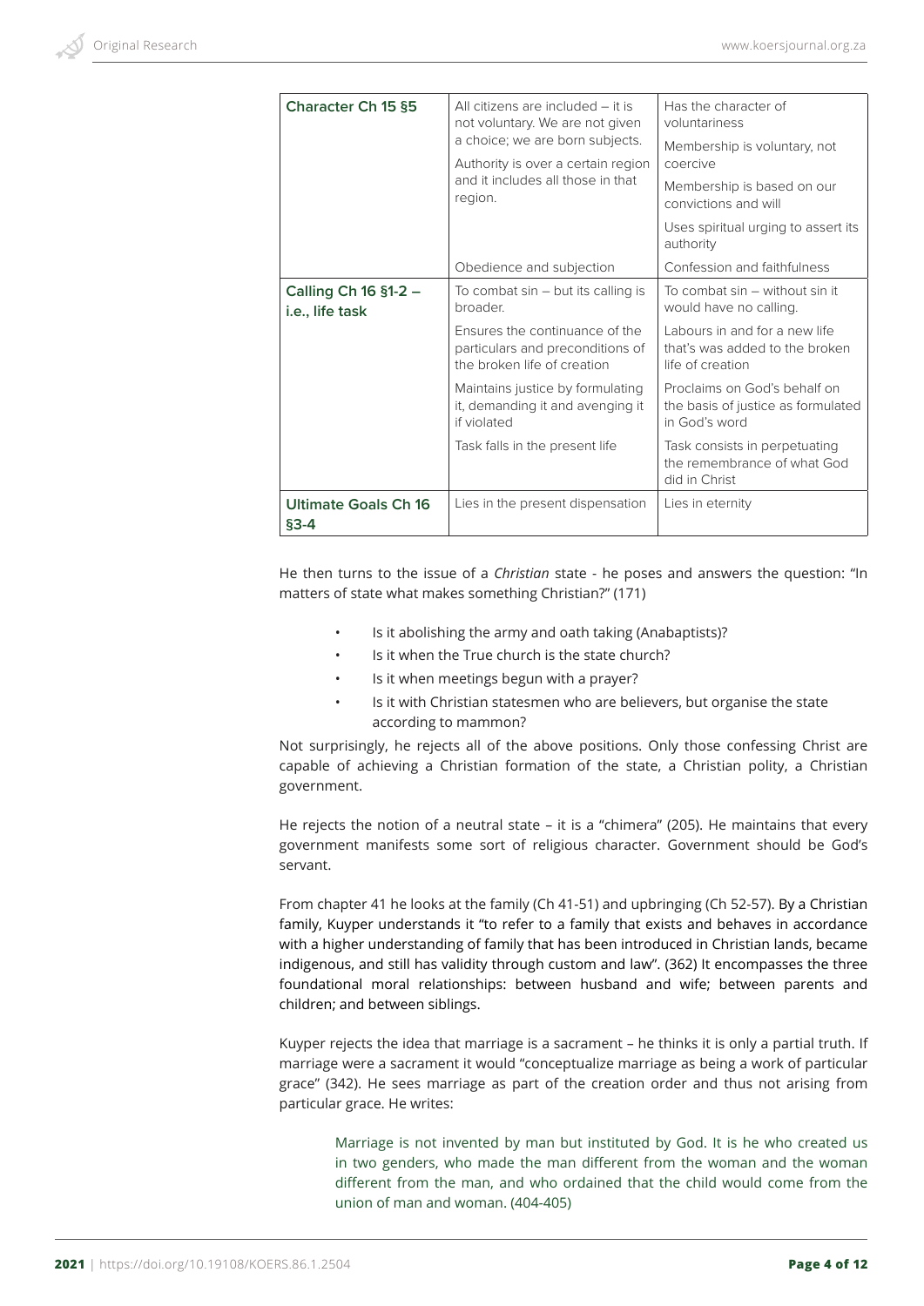| Character Ch 15 §5 | All citizens are included – it is not voluntary. We are not given a choice; we are born subjects. Authority is over a certain region and it includes all those in that region. | Has the character of voluntariness Membership is voluntary, not coercive Membership is based on our convictions and will Uses spiritual urging to assert its authority |
|---|---|---|
| | Obedience and subjection | Confession and faithfulness |
| Calling Ch 16 §1-2 – i.e., life task | To combat sin – but its calling is broader. | To combat sin – without sin it would have no calling. |
| | Ensures the continuance of the particulars and preconditions of the broken life of creation | Labours in and for a new life that's was added to the broken life of creation |
| | Maintains justice by formulating it, demanding it and avenging it if violated | Proclaims on God's behalf on the basis of justice as formulated in God's word |
| | Task falls in the present life | Task consists in perpetuating the remembrance of what God did in Christ |
| Ultimate Goals Ch 16 §3-4 | Lies in the present dispensation | Lies in eternity |

He then turns to the issue of a *Christian* state - he poses and answers the question: "In matters of state what makes something Christian?" (171)

- Is it abolishing the army and oath taking (Anabaptists)?
- Is it when the True church is the state church?
- Is it when meetings begun with a prayer?
- Is it with Christian statesmen who are believers, but organise the state according to mammon?

Not surprisingly, he rejects all of the above positions. Only those confessing Christ are capable of achieving a Christian formation of the state, a Christian polity, a Christian government.

He rejects the notion of a neutral state – it is a "chimera" (205). He maintains that every government manifests some sort of religious character. Government should be God's servant.

From chapter 41 he looks at the family (Ch 41-51) and upbringing (Ch 52-57). By a Christian family, Kuyper understands it "to refer to a family that exists and behaves in accordance with a higher understanding of family that has been introduced in Christian lands, became indigenous, and still has validity through custom and law". (362) It encompasses the three foundational moral relationships: between husband and wife; between parents and children; and between siblings.

Kuyper rejects the idea that marriage is a sacrament – he thinks it is only a partial truth. If marriage were a sacrament it would "conceptualize marriage as being a work of particular grace" (342). He sees marriage as part of the creation order and thus not arising from particular grace. He writes:

> Marriage is not invented by man but instituted by God. It is he who created us in two genders, who made the man different from the woman and the woman different from the man, and who ordained that the child would come from the union of man and woman. (404-405)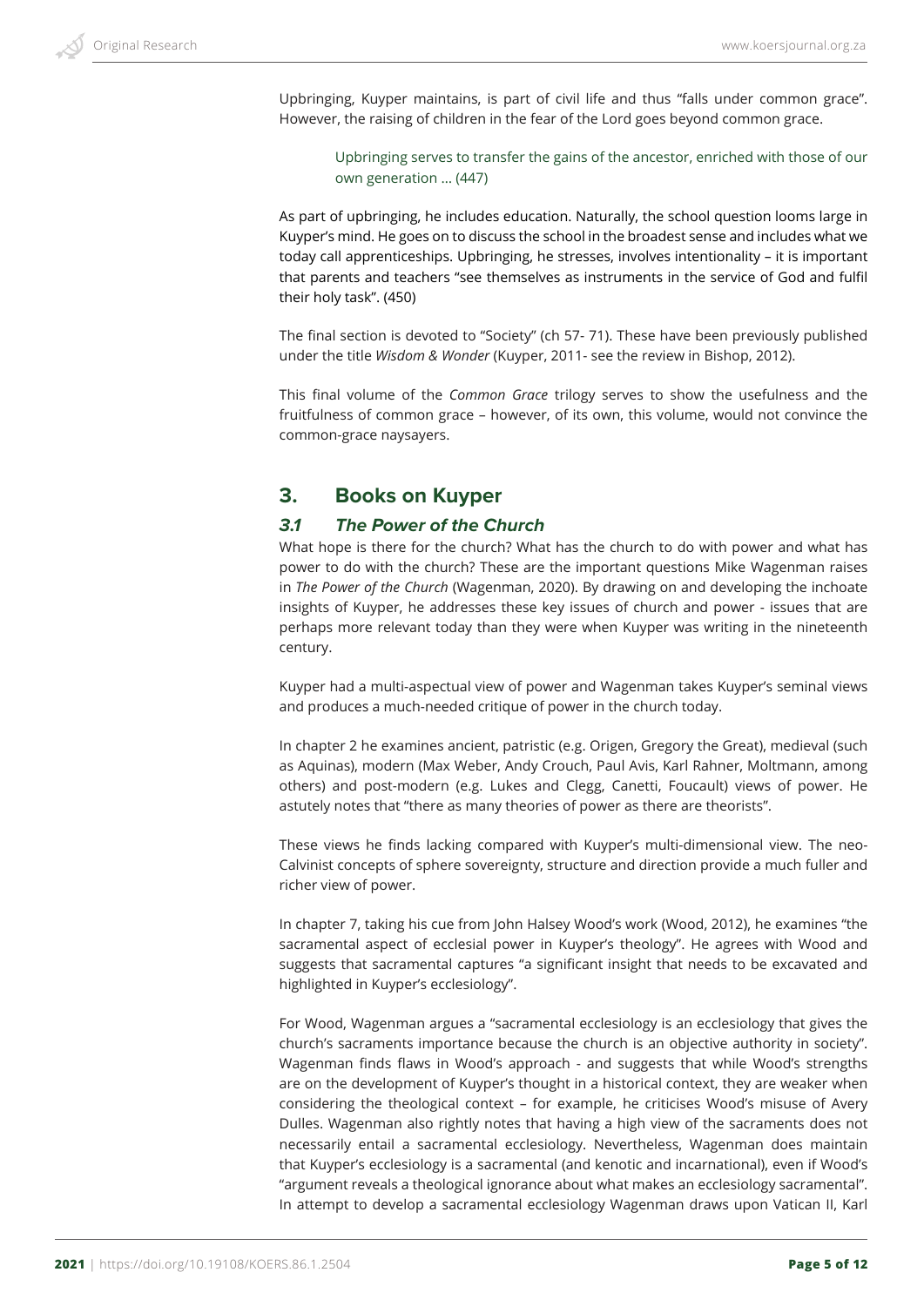Upbringing, Kuyper maintains, is part of civil life and thus "falls under common grace". However, the raising of children in the fear of the Lord goes beyond common grace.

> Upbringing serves to transfer the gains of the ancestor, enriched with those of our own generation … (447)

As part of upbringing, he includes education. Naturally, the school question looms large in Kuyper's mind. He goes on to discuss the school in the broadest sense and includes what we today call apprenticeships. Upbringing, he stresses, involves intentionality – it is important that parents and teachers "see themselves as instruments in the service of God and fulfil their holy task". (450)

The final section is devoted to "Society" (ch 57- 71). These have been previously published under the title *Wisdom & Wonder* (Kuyper, 2011- see the review in Bishop, 2012).

This final volume of the *Common Grace* trilogy serves to show the usefulness and the fruitfulness of common grace – however, of its own, this volume, would not convince the common-grace naysayers.

## 3. Books on Kuyper

### *3.1 The Power of the Church*

What hope is there for the church? What has the church to do with power and what has power to do with the church? These are the important questions Mike Wagenman raises in *The Power of the Church* (Wagenman, 2020). By drawing on and developing the inchoate insights of Kuyper, he addresses these key issues of church and power - issues that are perhaps more relevant today than they were when Kuyper was writing in the nineteenth century.

Kuyper had a multi-aspectual view of power and Wagenman takes Kuyper's seminal views and produces a much-needed critique of power in the church today.

In chapter 2 he examines ancient, patristic (e.g. Origen, Gregory the Great), medieval (such as Aquinas), modern (Max Weber, Andy Crouch, Paul Avis, Karl Rahner, Moltmann, among others) and post-modern (e.g. Lukes and Clegg, Canetti, Foucault) views of power. He astutely notes that "there as many theories of power as there are theorists".

These views he finds lacking compared with Kuyper's multi-dimensional view. The neo-Calvinist concepts of sphere sovereignty, structure and direction provide a much fuller and richer view of power.

In chapter 7, taking his cue from John Halsey Wood's work (Wood, 2012), he examines "the sacramental aspect of ecclesial power in Kuyper's theology". He agrees with Wood and suggests that sacramental captures "a significant insight that needs to be excavated and highlighted in Kuyper's ecclesiology".

For Wood, Wagenman argues a "sacramental ecclesiology is an ecclesiology that gives the church's sacraments importance because the church is an objective authority in society". Wagenman finds flaws in Wood's approach - and suggests that while Wood's strengths are on the development of Kuyper's thought in a historical context, they are weaker when considering the theological context – for example, he criticises Wood's misuse of Avery Dulles. Wagenman also rightly notes that having a high view of the sacraments does not necessarily entail a sacramental ecclesiology. Nevertheless, Wagenman does maintain that Kuyper's ecclesiology is a sacramental (and kenotic and incarnational), even if Wood's "argument reveals a theological ignorance about what makes an ecclesiology sacramental". In attempt to develop a sacramental ecclesiology Wagenman draws upon Vatican II, Karl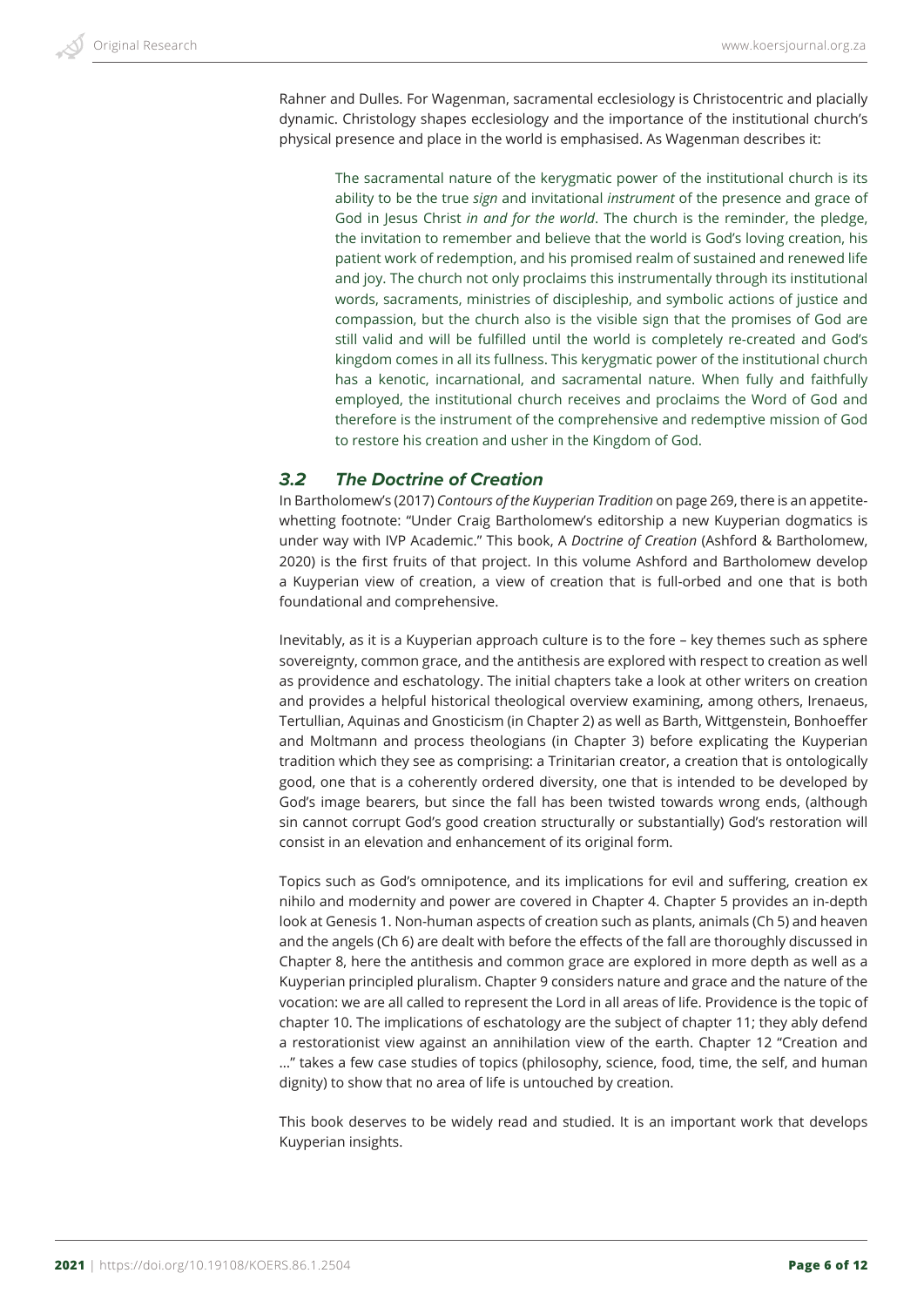Rahner and Dulles. For Wagenman, sacramental ecclesiology is Christocentric and placially dynamic. Christology shapes ecclesiology and the importance of the institutional church's physical presence and place in the world is emphasised. As Wagenman describes it:

> The sacramental nature of the kerygmatic power of the institutional church is its ability to be the true *sign* and invitational *instrument* of the presence and grace of God in Jesus Christ *in and for the world*. The church is the reminder, the pledge, the invitation to remember and believe that the world is God's loving creation, his patient work of redemption, and his promised realm of sustained and renewed life and joy. The church not only proclaims this instrumentally through its institutional words, sacraments, ministries of discipleship, and symbolic actions of justice and compassion, but the church also is the visible sign that the promises of God are still valid and will be fulfilled until the world is completely re-created and God's kingdom comes in all its fullness. This kerygmatic power of the institutional church has a kenotic, incarnational, and sacramental nature. When fully and faithfully employed, the institutional church receives and proclaims the Word of God and therefore is the instrument of the comprehensive and redemptive mission of God to restore his creation and usher in the Kingdom of God.

### 3.2 The Doctrine of Creation

In Bartholomew's (2017) *Contours of the Kuyperian Tradition* on page 269, there is an appetite-whetting footnote: "Under Craig Bartholomew's editorship a new Kuyperian dogmatics is under way with IVP Academic." This book, A *Doctrine of Creation* (Ashford & Bartholomew, 2020) is the first fruits of that project. In this volume Ashford and Bartholomew develop a Kuyperian view of creation, a view of creation that is full-orbed and one that is both foundational and comprehensive.

Inevitably, as it is a Kuyperian approach culture is to the fore – key themes such as sphere sovereignty, common grace, and the antithesis are explored with respect to creation as well as providence and eschatology. The initial chapters take a look at other writers on creation and provides a helpful historical theological overview examining, among others, Irenaeus, Tertullian, Aquinas and Gnosticism (in Chapter 2) as well as Barth, Wittgenstein, Bonhoeffer and Moltmann and process theologians (in Chapter 3) before explicating the Kuyperian tradition which they see as comprising: a Trinitarian creator, a creation that is ontologically good, one that is a coherently ordered diversity, one that is intended to be developed by God's image bearers, but since the fall has been twisted towards wrong ends, (although sin cannot corrupt God's good creation structurally or substantially) God's restoration will consist in an elevation and enhancement of its original form.

Topics such as God's omnipotence, and its implications for evil and suffering, creation ex nihilo and modernity and power are covered in Chapter 4. Chapter 5 provides an in-depth look at Genesis 1. Non-human aspects of creation such as plants, animals (Ch 5) and heaven and the angels (Ch 6) are dealt with before the effects of the fall are thoroughly discussed in Chapter 8, here the antithesis and common grace are explored in more depth as well as a Kuyperian principled pluralism. Chapter 9 considers nature and grace and the nature of the vocation: we are all called to represent the Lord in all areas of life. Providence is the topic of chapter 10. The implications of eschatology are the subject of chapter 11; they ably defend a restorationist view against an annihilation view of the earth. Chapter 12 "Creation and …" takes a few case studies of topics (philosophy, science, food, time, the self, and human dignity) to show that no area of life is untouched by creation.

This book deserves to be widely read and studied. It is an important work that develops Kuyperian insights.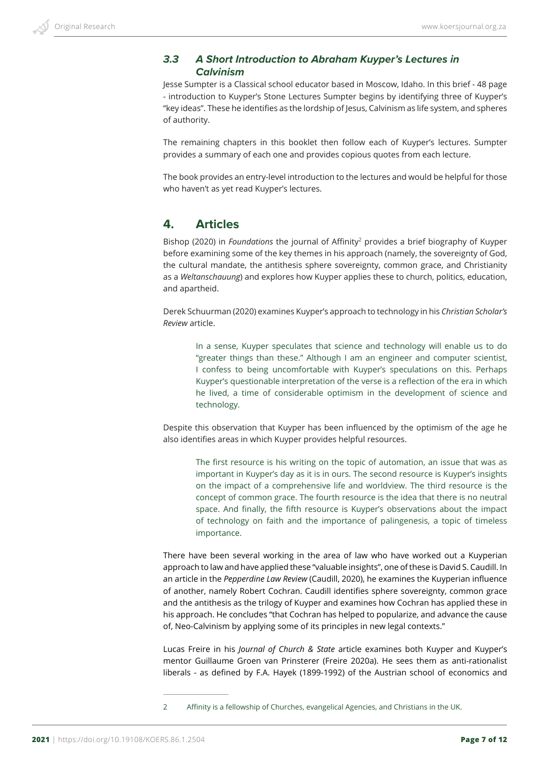### 3.3 A Short Introduction to Abraham Kuyper's Lectures in Calvinism

Jesse Sumpter is a Classical school educator based in Moscow, Idaho. In this brief - 48 page - introduction to Kuyper's Stone Lectures Sumpter begins by identifying three of Kuyper's "key ideas". These he identifies as the lordship of Jesus, Calvinism as life system, and spheres of authority.

The remaining chapters in this booklet then follow each of Kuyper's lectures. Sumpter provides a summary of each one and provides copious quotes from each lecture.

The book provides an entry-level introduction to the lectures and would be helpful for those who haven't as yet read Kuyper's lectures.

## 4. Articles

Bishop (2020) in *Foundations* the journal of Affinity[2] provides a brief biography of Kuyper before examining some of the key themes in his approach (namely, the sovereignty of God, the cultural mandate, the antithesis sphere sovereignty, common grace, and Christianity as a *Weltanschauung*) and explores how Kuyper applies these to church, politics, education, and apartheid.

Derek Schuurman (2020) examines Kuyper's approach to technology in his *Christian Scholar's Review* article.

> In a sense, Kuyper speculates that science and technology will enable us to do "greater things than these." Although I am an engineer and computer scientist, I confess to being uncomfortable with Kuyper's speculations on this. Perhaps Kuyper's questionable interpretation of the verse is a reflection of the era in which he lived, a time of considerable optimism in the development of science and technology.

Despite this observation that Kuyper has been influenced by the optimism of the age he also identifies areas in which Kuyper provides helpful resources.

> The first resource is his writing on the topic of automation, an issue that was as important in Kuyper's day as it is in ours. The second resource is Kuyper's insights on the impact of a comprehensive life and worldview. The third resource is the concept of common grace. The fourth resource is the idea that there is no neutral space. And finally, the fifth resource is Kuyper's observations about the impact of technology on faith and the importance of palingenesis, a topic of timeless importance.

There have been several working in the area of law who have worked out a Kuyperian approach to law and have applied these "valuable insights", one of these is David S. Caudill. In an article in the *Pepperdine Law Review* (Caudill, 2020), he examines the Kuyperian influence of another, namely Robert Cochran. Caudill identifies sphere sovereignty, common grace and the antithesis as the trilogy of Kuyper and examines how Cochran has applied these in his approach. He concludes "that Cochran has helped to popularize, and advance the cause of, Neo-Calvinism by applying some of its principles in new legal contexts."

Lucas Freire in his *Journal of Church & State* article examines both Kuyper and Kuyper's mentor Guillaume Groen van Prinsterer (Freire 2020a). He sees them as anti-rationalist liberals - as defined by F.A. Hayek (1899-1992) of the Austrian school of economics and

---

2 Affinity is a fellowship of Churches, evangelical Agencies, and Christians in the UK.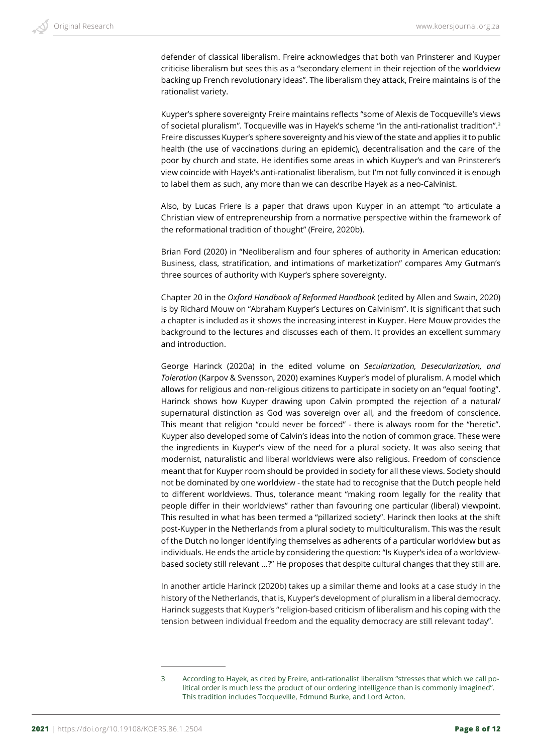defender of classical liberalism. Freire acknowledges that both van Prinsterer and Kuyper criticise liberalism but sees this as a "secondary element in their rejection of the worldview backing up French revolutionary ideas". The liberalism they attack, Freire maintains is of the rationalist variety.

Kuyper's sphere sovereignty Freire maintains reflects "some of Alexis de Tocqueville's views of societal pluralism". Tocqueville was in Hayek's scheme "in the anti-rationalist tradition".[3] Freire discusses Kuyper's sphere sovereignty and his view of the state and applies it to public health (the use of vaccinations during an epidemic), decentralisation and the care of the poor by church and state. He identifies some areas in which Kuyper's and van Prinsterer's view coincide with Hayek's anti-rationalist liberalism, but I'm not fully convinced it is enough to label them as such, any more than we can describe Hayek as a neo-Calvinist.

Also, by Lucas Friere is a paper that draws upon Kuyper in an attempt "to articulate a Christian view of entrepreneurship from a normative perspective within the framework of the reformational tradition of thought" (Freire, 2020b).

Brian Ford (2020) in "Neoliberalism and four spheres of authority in American education: Business, class, stratification, and intimations of marketization" compares Amy Gutman's three sources of authority with Kuyper's sphere sovereignty.

Chapter 20 in the *Oxford Handbook of Reformed Handbook* (edited by Allen and Swain, 2020) is by Richard Mouw on "Abraham Kuyper's Lectures on Calvinism". It is significant that such a chapter is included as it shows the increasing interest in Kuyper. Here Mouw provides the background to the lectures and discusses each of them. It provides an excellent summary and introduction.

George Harinck (2020a) in the edited volume on *Secularization, Desecularization, and Toleration* (Karpov & Svensson, 2020) examines Kuyper's model of pluralism. A model which allows for religious and non-religious citizens to participate in society on an "equal footing". Harinck shows how Kuyper drawing upon Calvin prompted the rejection of a natural/ supernatural distinction as God was sovereign over all, and the freedom of conscience. This meant that religion "could never be forced" - there is always room for the "heretic". Kuyper also developed some of Calvin's ideas into the notion of common grace. These were the ingredients in Kuyper's view of the need for a plural society. It was also seeing that modernist, naturalistic and liberal worldviews were also religious. Freedom of conscience meant that for Kuyper room should be provided in society for all these views. Society should not be dominated by one worldview - the state had to recognise that the Dutch people held to different worldviews. Thus, tolerance meant "making room legally for the reality that people differ in their worldviews" rather than favouring one particular (liberal) viewpoint. This resulted in what has been termed a "pillarized society". Harinck then looks at the shift post-Kuyper in the Netherlands from a plural society to multiculturalism. This was the result of the Dutch no longer identifying themselves as adherents of a particular worldview but as individuals. He ends the article by considering the question: "Is Kuyper's idea of a worldview-based society still relevant ...?" He proposes that despite cultural changes that they still are.

In another article Harinck (2020b) takes up a similar theme and looks at a case study in the history of the Netherlands, that is, Kuyper's development of pluralism in a liberal democracy. Harinck suggests that Kuyper's "religion-based criticism of liberalism and his coping with the tension between individual freedom and the equality democracy are still relevant today".

---

[3] According to Hayek, as cited by Freire, anti-rationalist liberalism "stresses that which we call political order is much less the product of our ordering intelligence than is commonly imagined". This tradition includes Tocqueville, Edmund Burke, and Lord Acton.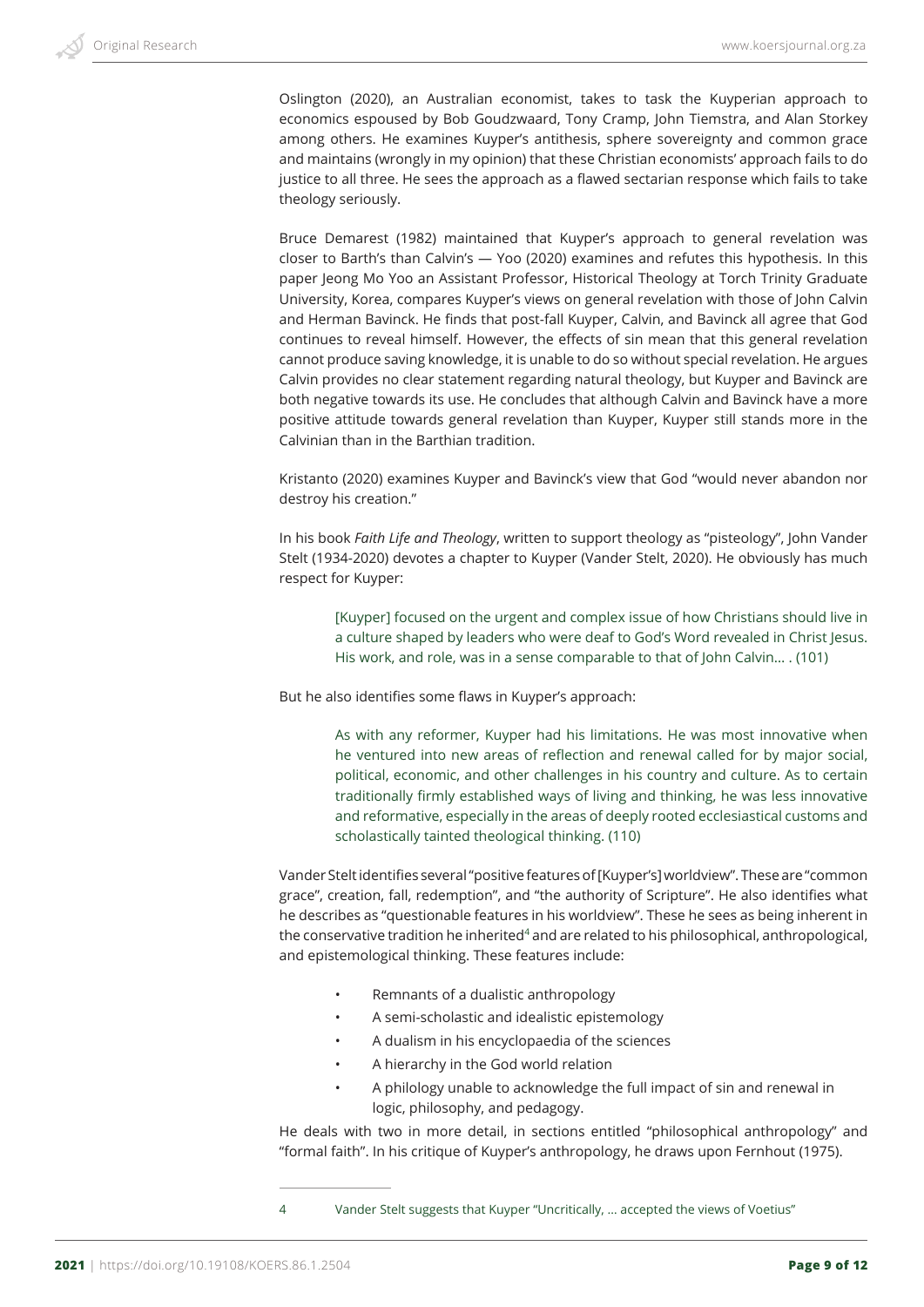Oslington (2020), an Australian economist, takes to task the Kuyperian approach to economics espoused by Bob Goudzwaard, Tony Cramp, John Tiemstra, and Alan Storkey among others. He examines Kuyper's antithesis, sphere sovereignty and common grace and maintains (wrongly in my opinion) that these Christian economists' approach fails to do justice to all three. He sees the approach as a flawed sectarian response which fails to take theology seriously.

Bruce Demarest (1982) maintained that Kuyper's approach to general revelation was closer to Barth's than Calvin's — Yoo (2020) examines and refutes this hypothesis. In this paper Jeong Mo Yoo an Assistant Professor, Historical Theology at Torch Trinity Graduate University, Korea, compares Kuyper's views on general revelation with those of John Calvin and Herman Bavinck. He finds that post-fall Kuyper, Calvin, and Bavinck all agree that God continues to reveal himself. However, the effects of sin mean that this general revelation cannot produce saving knowledge, it is unable to do so without special revelation. He argues Calvin provides no clear statement regarding natural theology, but Kuyper and Bavinck are both negative towards its use. He concludes that although Calvin and Bavinck have a more positive attitude towards general revelation than Kuyper, Kuyper still stands more in the Calvinian than in the Barthian tradition.

Kristanto (2020) examines Kuyper and Bavinck's view that God "would never abandon nor destroy his creation."

In his book *Faith Life and Theology*, written to support theology as "pisteology", John Vander Stelt (1934-2020) devotes a chapter to Kuyper (Vander Stelt, 2020). He obviously has much respect for Kuyper:

> [Kuyper] focused on the urgent and complex issue of how Christians should live in a culture shaped by leaders who were deaf to God's Word revealed in Christ Jesus. His work, and role, was in a sense comparable to that of John Calvin... . (101)

But he also identifies some flaws in Kuyper's approach:

> As with any reformer, Kuyper had his limitations. He was most innovative when he ventured into new areas of reflection and renewal called for by major social, political, economic, and other challenges in his country and culture. As to certain traditionally firmly established ways of living and thinking, he was less innovative and reformative, especially in the areas of deeply rooted ecclesiastical customs and scholastically tainted theological thinking. (110)

Vander Stelt identifies several "positive features of [Kuyper's] worldview". These are "common grace", creation, fall, redemption", and "the authority of Scripture". He also identifies what he describes as "questionable features in his worldview". These he sees as being inherent in the conservative tradition he inherited[4] and are related to his philosophical, anthropological, and epistemological thinking. These features include:

- Remnants of a dualistic anthropology
- A semi-scholastic and idealistic epistemology
- A dualism in his encyclopaedia of the sciences
- A hierarchy in the God world relation
- A philology unable to acknowledge the full impact of sin and renewal in logic, philosophy, and pedagogy.

He deals with two in more detail, in sections entitled "philosophical anthropology" and "formal faith". In his critique of Kuyper's anthropology, he draws upon Fernhout (1975).

---

4 Vander Stelt suggests that Kuyper "Uncritically, … accepted the views of Voetius"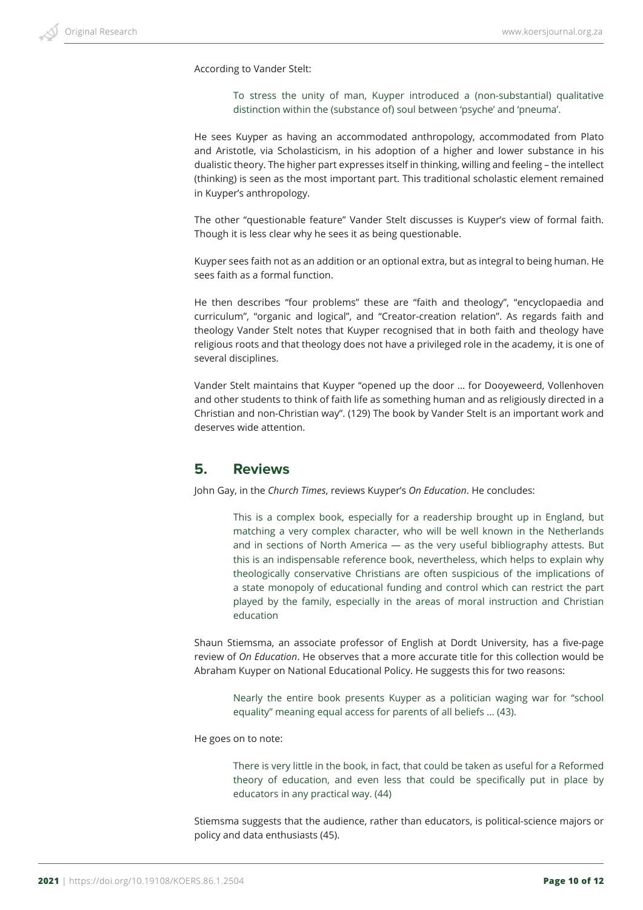According to Vander Stelt:

> To stress the unity of man, Kuyper introduced a (non-substantial) qualitative distinction within the (substance of) soul between 'psyche' and 'pneuma'.

He sees Kuyper as having an accommodated anthropology, accommodated from Plato and Aristotle, via Scholasticism, in his adoption of a higher and lower substance in his dualistic theory. The higher part expresses itself in thinking, willing and feeling – the intellect (thinking) is seen as the most important part. This traditional scholastic element remained in Kuyper's anthropology.

The other "questionable feature" Vander Stelt discusses is Kuyper's view of formal faith. Though it is less clear why he sees it as being questionable.

Kuyper sees faith not as an addition or an optional extra, but as integral to being human. He sees faith as a formal function.

He then describes "four problems" these are "faith and theology", "encyclopaedia and curriculum", "organic and logical", and "Creator-creation relation". As regards faith and theology Vander Stelt notes that Kuyper recognised that in both faith and theology have religious roots and that theology does not have a privileged role in the academy, it is one of several disciplines.

Vander Stelt maintains that Kuyper "opened up the door … for Dooyeweerd, Vollenhoven and other students to think of faith life as something human and as religiously directed in a Christian and non-Christian way". (129) The book by Vander Stelt is an important work and deserves wide attention.

## 5. Reviews

John Gay, in the *Church Times*, reviews Kuyper's *On Education*. He concludes:

> This is a complex book, especially for a readership brought up in England, but matching a very complex character, who will be well known in the Netherlands and in sections of North America — as the very useful bibliography attests. But this is an indispensable reference book, nevertheless, which helps to explain why theologically conservative Christians are often suspicious of the implications of a state monopoly of educational funding and control which can restrict the part played by the family, especially in the areas of moral instruction and Christian education

Shaun Stiemsma, an associate professor of English at Dordt University, has a five-page review of *On Education*. He observes that a more accurate title for this collection would be Abraham Kuyper on National Educational Policy. He suggests this for two reasons:

> Nearly the entire book presents Kuyper as a politician waging war for "school equality" meaning equal access for parents of all beliefs … (43).

He goes on to note:

> There is very little in the book, in fact, that could be taken as useful for a Reformed theory of education, and even less that could be specifically put in place by educators in any practical way. (44)

Stiemsma suggests that the audience, rather than educators, is political-science majors or policy and data enthusiasts (45).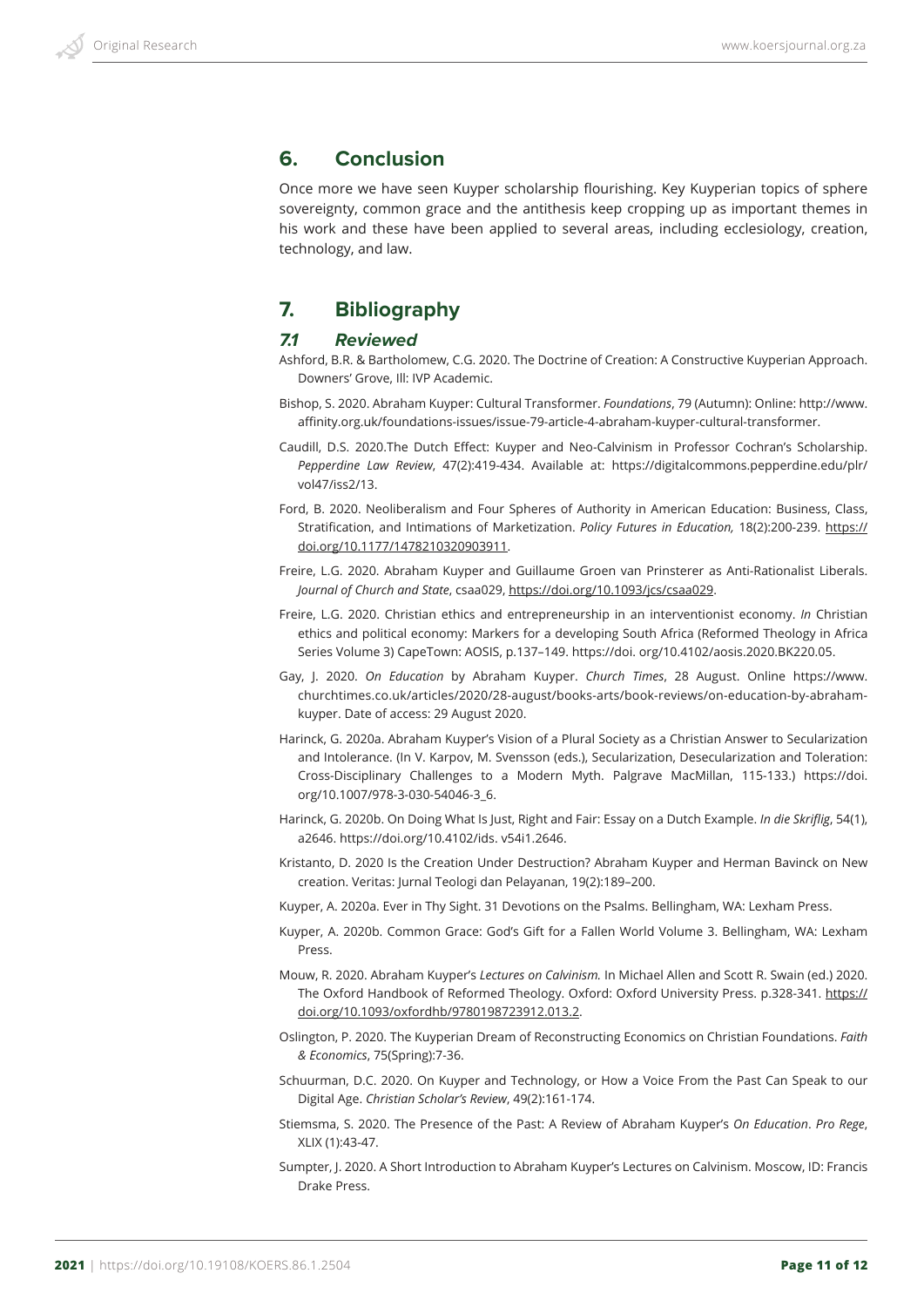## 6. Conclusion

Once more we have seen Kuyper scholarship flourishing. Key Kuyperian topics of sphere sovereignty, common grace and the antithesis keep cropping up as important themes in his work and these have been applied to several areas, including ecclesiology, creation, technology, and law.

## 7. Bibliography

### *7.1 Reviewed*

Ashford, B.R. & Bartholomew, C.G. 2020. The Doctrine of Creation: A Constructive Kuyperian Approach. Downers' Grove, Ill: IVP Academic.

Bishop, S. 2020. Abraham Kuyper: Cultural Transformer. *Foundations*, 79 (Autumn): Online: http://www.affinity.org.uk/foundations-issues/issue-79-article-4-abraham-kuyper-cultural-transformer.

Caudill, D.S. 2020.The Dutch Effect: Kuyper and Neo-Calvinism in Professor Cochran's Scholarship. *Pepperdine Law Review*, 47(2):419-434. Available at: https://digitalcommons.pepperdine.edu/plr/vol47/iss2/13.

Ford, B. 2020. Neoliberalism and Four Spheres of Authority in American Education: Business, Class, Stratification, and Intimations of Marketization. *Policy Futures in Education,* 18(2):200-239. https://doi.org/10.1177/1478210320903911.

Freire, L.G. 2020. Abraham Kuyper and Guillaume Groen van Prinsterer as Anti-Rationalist Liberals. *Journal of Church and State*, csaa029, https://doi.org/10.1093/jcs/csaa029.

Freire, L.G. 2020. Christian ethics and entrepreneurship in an interventionist economy. *In* Christian ethics and political economy: Markers for a developing South Africa (Reformed Theology in Africa Series Volume 3) CapeTown: AOSIS, p.137–149. https://doi. org/10.4102/aosis.2020.BK220.05.

Gay, J. 2020. *On Education* by Abraham Kuyper. *Church Times*, 28 August. Online https://www.churchtimes.co.uk/articles/2020/28-august/books-arts/book-reviews/on-education-by-abraham-kuyper. Date of access: 29 August 2020.

Harinck, G. 2020a. Abraham Kuyper's Vision of a Plural Society as a Christian Answer to Secularization and Intolerance. (In V. Karpov, M. Svensson (eds.), Secularization, Desecularization and Toleration: Cross-Disciplinary Challenges to a Modern Myth. Palgrave MacMillan, 115-133.) https://doi.org/10.1007/978-3-030-54046-3_6.

Harinck, G. 2020b. On Doing What Is Just, Right and Fair: Essay on a Dutch Example. *In die Skriflig*, 54(1), a2646. https://doi.org/10.4102/ids. v54i1.2646.

Kristanto, D. 2020 Is the Creation Under Destruction? Abraham Kuyper and Herman Bavinck on New creation. Veritas: Jurnal Teologi dan Pelayanan, 19(2):189–200.

Kuyper, A. 2020a. Ever in Thy Sight. 31 Devotions on the Psalms. Bellingham, WA: Lexham Press.

Kuyper, A. 2020b. Common Grace: God's Gift for a Fallen World Volume 3. Bellingham, WA: Lexham Press.

Mouw, R. 2020. Abraham Kuyper's *Lectures on Calvinism.* In Michael Allen and Scott R. Swain (ed.) 2020. The Oxford Handbook of Reformed Theology. Oxford: Oxford University Press. p.328-341. https://doi.org/10.1093/oxfordhb/9780198723912.013.2.

Oslington, P. 2020. The Kuyperian Dream of Reconstructing Economics on Christian Foundations. *Faith & Economics*, 75(Spring):7-36.

Schuurman, D.C. 2020. On Kuyper and Technology, or How a Voice From the Past Can Speak to our Digital Age. *Christian Scholar's Review*, 49(2):161-174.

Stiemsma, S. 2020. The Presence of the Past: A Review of Abraham Kuyper's *On Education*. *Pro Rege*, XLIX (1):43-47.

Sumpter, J. 2020. A Short Introduction to Abraham Kuyper's Lectures on Calvinism. Moscow, ID: Francis Drake Press.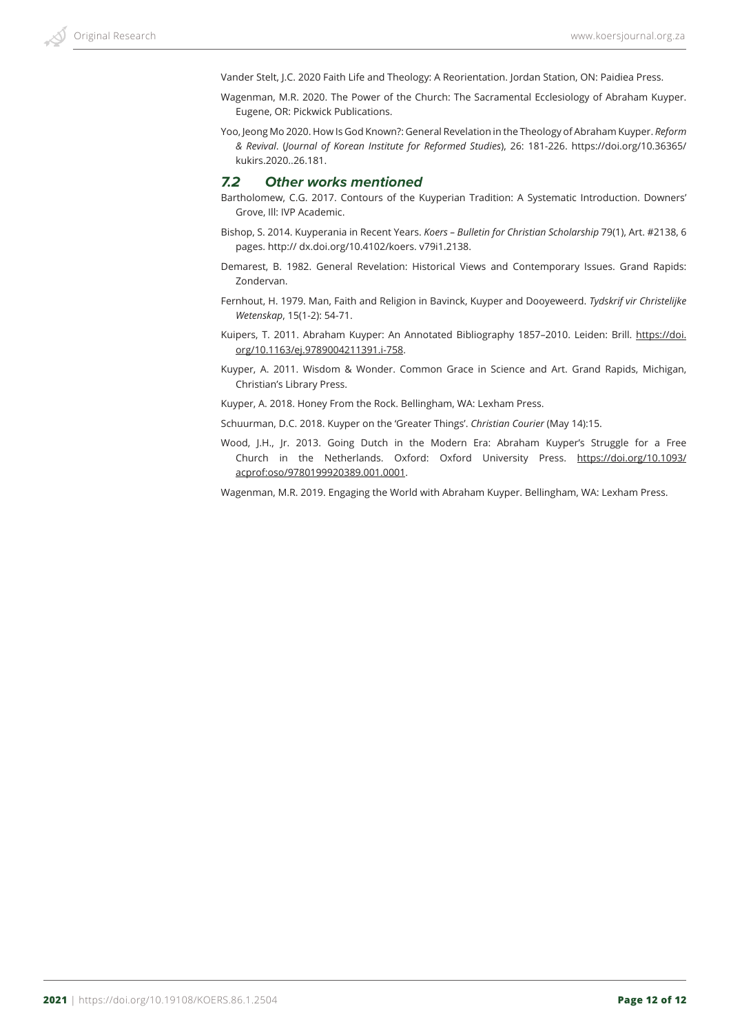Vander Stelt, J.C. 2020 Faith Life and Theology: A Reorientation. Jordan Station, ON: Paidiea Press.

Wagenman, M.R. 2020. The Power of the Church: The Sacramental Ecclesiology of Abraham Kuyper. Eugene, OR: Pickwick Publications.

Yoo, Jeong Mo 2020. How Is God Known?: General Revelation in the Theology of Abraham Kuyper. *Reform & Revival*. (*Journal of Korean Institute for Reformed Studies*), 26: 181-226. https://doi.org/10.36365/kukirs.2020..26.181.

## 7.2 Other works mentioned

Bartholomew, C.G. 2017. Contours of the Kuyperian Tradition: A Systematic Introduction. Downers' Grove, Ill: IVP Academic.

Bishop, S. 2014. Kuyperania in Recent Years. *Koers – Bulletin for Christian Scholarship* 79(1), Art. #2138, 6 pages. http:// dx.doi.org/10.4102/koers. v79i1.2138.

Demarest, B. 1982. General Revelation: Historical Views and Contemporary Issues. Grand Rapids: Zondervan.

Fernhout, H. 1979. Man, Faith and Religion in Bavinck, Kuyper and Dooyeweerd. *Tydskrif vir Christelijke Wetenskap*, 15(1-2): 54-71.

Kuipers, T. 2011. Abraham Kuyper: An Annotated Bibliography 1857–2010. Leiden: Brill. https://doi.org/10.1163/ej.9789004211391.i-758.

Kuyper, A. 2011. Wisdom & Wonder. Common Grace in Science and Art. Grand Rapids, Michigan, Christian's Library Press.

Kuyper, A. 2018. Honey From the Rock. Bellingham, WA: Lexham Press.

Schuurman, D.C. 2018. Kuyper on the 'Greater Things'. *Christian Courier* (May 14):15.

Wood, J.H., Jr. 2013. Going Dutch in the Modern Era: Abraham Kuyper's Struggle for a Free Church in the Netherlands. Oxford: Oxford University Press. https://doi.org/10.1093/acprof:oso/9780199920389.001.0001.

Wagenman, M.R. 2019. Engaging the World with Abraham Kuyper. Bellingham, WA: Lexham Press.